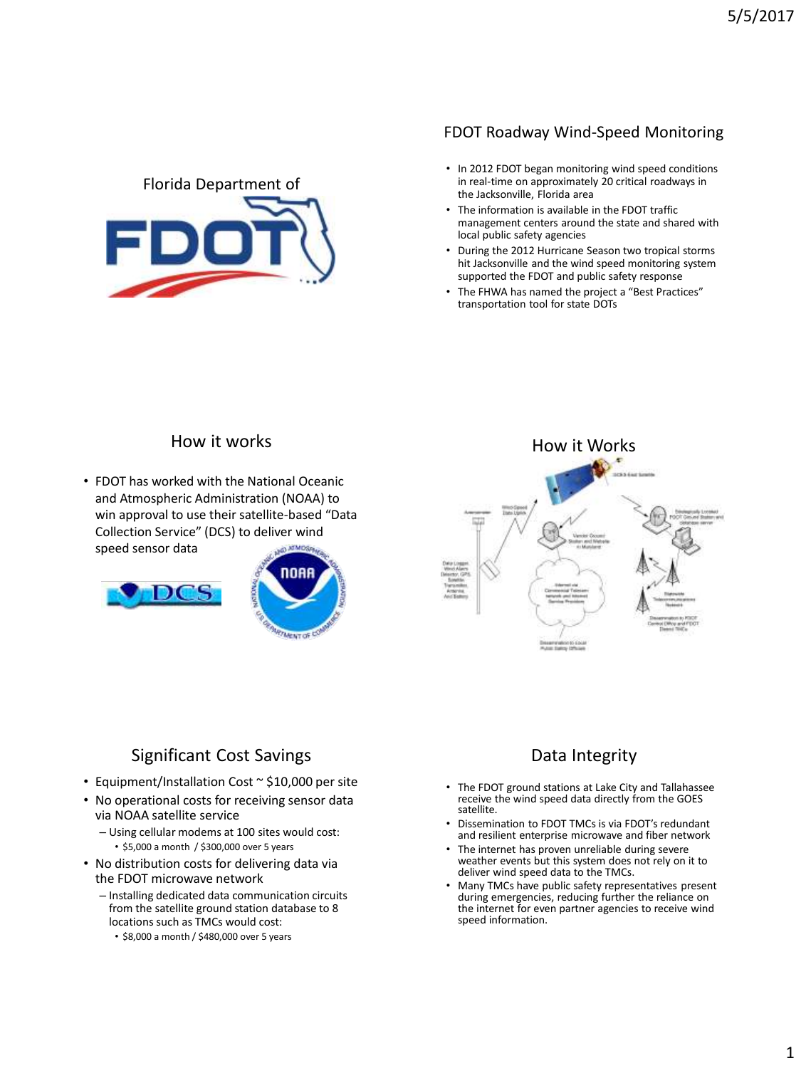Florida Department of

FDOT

## FDOT Roadway Wind-Speed Monitoring

- In 2012 FDOT began monitoring wind speed conditions in real-time on approximately 20 critical roadways in the Jacksonville, Florida area
- The information is available in the FDOT traffic management centers around the state and shared with local public safety agencies
- During the 2012 Hurricane Season two tropical storms hit Jacksonville and the wind speed monitoring system supported the FDOT and public safety response
- The FHWA has named the project a "Best Practices" transportation tool for state DOTs

## How it works

- FDOT has worked with the National Oceanic and Atmospheric Administration (NOAA) to win approval to use their satellite-based "Data Collection Service" (DCS) to deliver wind speed sensor data

## How it Works

## Significant Cost Savings

- Equipment/Installation Cost ~ $10,000 per site
- No operational costs for receiving sensor data via NOAA satellite service
  - Using cellular modems at 100 sites would cost:
    - $5,000 a month / $300,000 over 5 years
- No distribution costs for delivering data via the FDOT microwave network
  - Installing dedicated data communication circuits from the satellite ground station database to 8 locations such as TMCs would cost:
    - $8,000 a month / $480,000 over 5 years

## Data Integrity

- The FDOT ground stations at Lake City and Tallahassee receive the wind speed data directly from the GOES satellite.
- Dissemination to FDOT TMCs is via FDOT's redundant and resilient enterprise microwave and fiber network
- The internet has proven unreliable during severe weather events but this system does not rely on it to deliver wind speed data to the TMCs.
- Many TMCs have public safety representatives present during emergencies, reducing further the reliance on the internet for even partner agencies to receive wind speed information.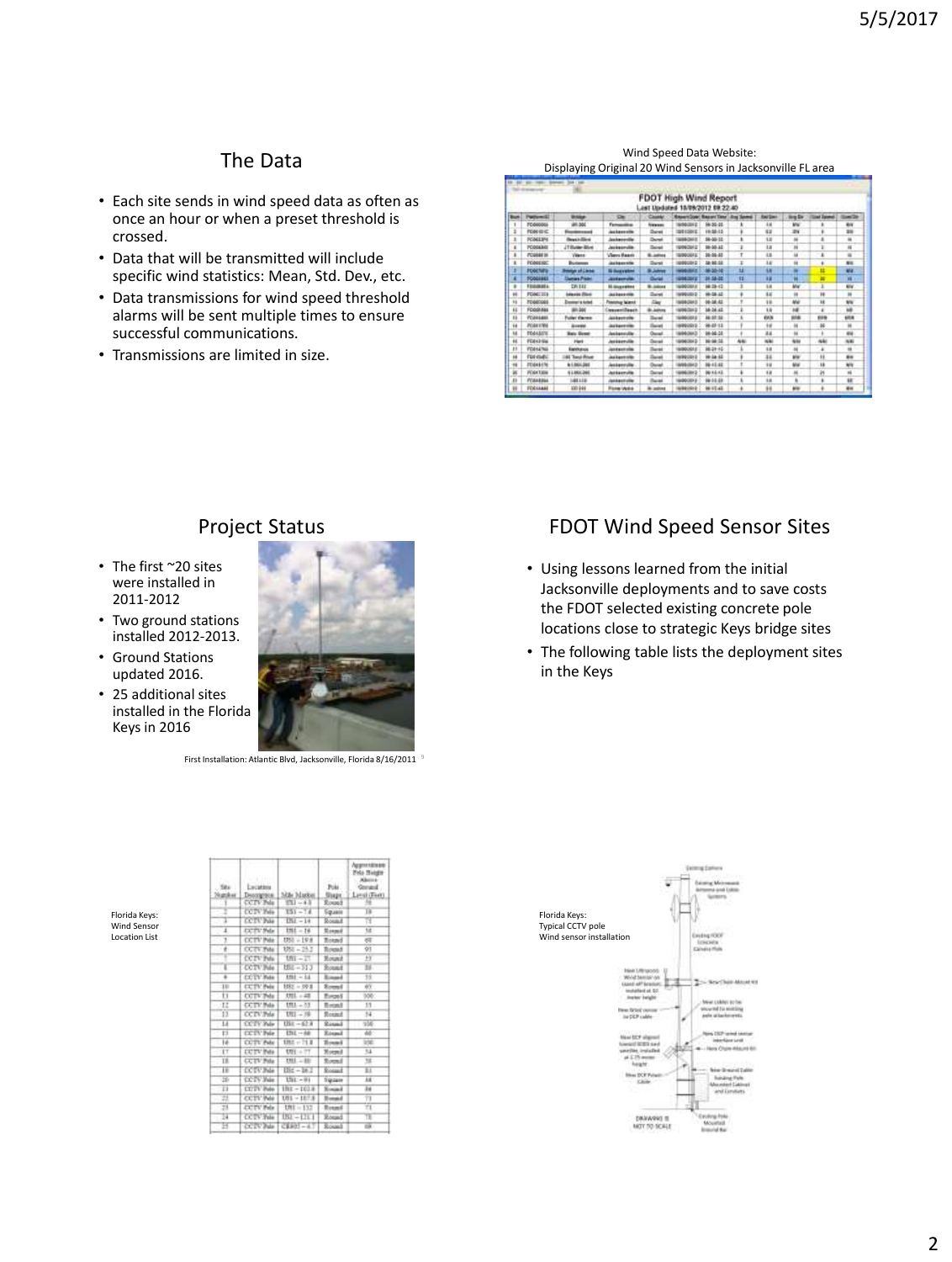## The Data

- Each site sends in wind speed data as often as once an hour or when a preset threshold is crossed.
- Data that will be transmitted will include specific wind statistics: Mean, Std. Dev., etc.
- Data transmissions for wind speed threshold alarms will be sent multiple times to ensure successful communications.
- Transmissions are limited in size.

Wind Speed Data Website:
Displaying Original 20 Wind Sensors in Jacksonville FL area

## Project Status

- The first ~20 sites were installed in 2011-2012
- Two ground stations installed 2012-2013.
- Ground Stations updated 2016.
- 25 additional sites installed in the Florida Keys in 2016

First Installation: Atlantic Blvd, Jacksonville, Florida 8/16/2011

## FDOT Wind Speed Sensor Sites

- Using lessons learned from the initial Jacksonville deployments and to save costs the FDOT selected existing concrete pole locations close to strategic Keys bridge sites
- The following table lists the deployment sites in the Keys

Florida Keys:
Wind Sensor
Location List

Florida Keys:
Typical CCTV pole
Wind sensor installation